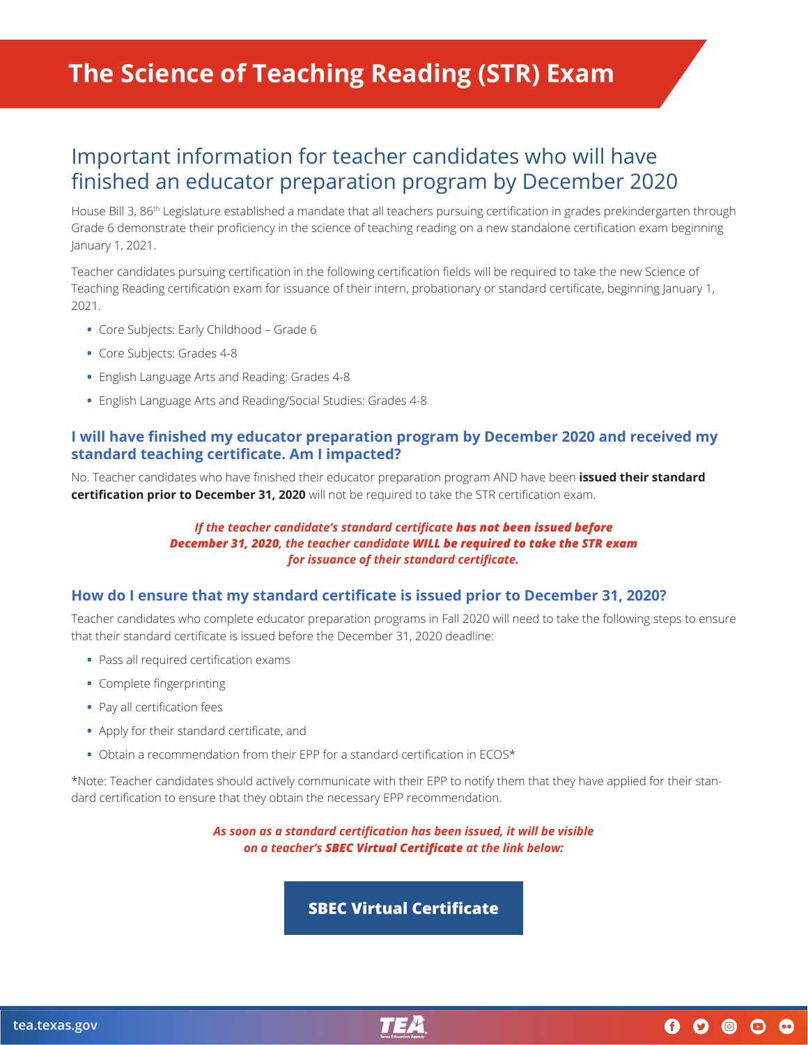# The Science of Teaching Reading (STR) Exam

## Important information for teacher candidates who will have finished an educator preparation program by December 2020

House Bill 3, 86th Legislature established a mandate that all teachers pursuing certification in grades prekindergarten through Grade 6 demonstrate their proficiency in the science of teaching reading on a new standalone certification exam beginning January 1, 2021.

Teacher candidates pursuing certification in the following certification fields will be required to take the new Science of Teaching Reading certification exam for issuance of their intern, probationary or standard certificate, beginning January 1, 2021.

- Core Subjects: Early Childhood – Grade 6
- Core Subjects: Grades 4-8
- English Language Arts and Reading: Grades 4-8
- English Language Arts and Reading/Social Studies: Grades 4-8

### I will have finished my educator preparation program by December 2020 and received my standard teaching certificate. Am I impacted?

No. Teacher candidates who have finished their educator preparation program AND have been **issued their standard certification prior to December 31, 2020** will not be required to take the STR certification exam.

*If the teacher candidate's standard certificate **has not been issued before December 31, 2020**, the teacher candidate **WILL be required to take the STR exam** for issuance of their standard certificate.*

### How do I ensure that my standard certificate is issued prior to December 31, 2020?

Teacher candidates who complete educator preparation programs in Fall 2020 will need to take the following steps to ensure that their standard certificate is issued before the December 31, 2020 deadline:

- Pass all required certification exams
- Complete fingerprinting
- Pay all certification fees
- Apply for their standard certificate, and
- Obtain a recommendation from their EPP for a standard certification in ECOS*

*Note: Teacher candidates should actively communicate with their EPP to notify them that they have applied for their standard certification to ensure that they obtain the necessary EPP recommendation.

*As soon as a standard certification has been issued, it will be visible on a teacher's **SBEC Virtual Certificate** at the link below:*

**SBEC Virtual Certificate**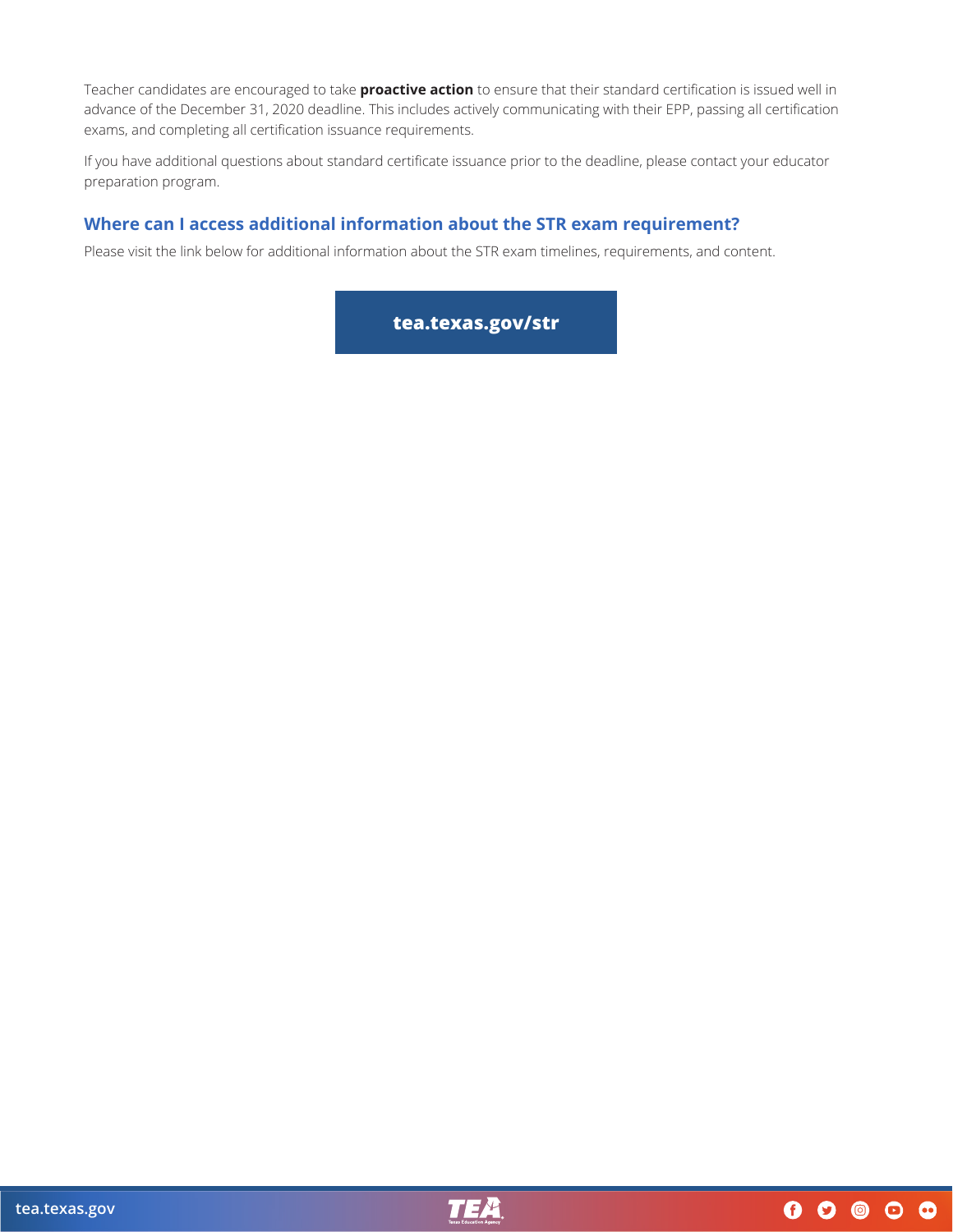Teacher candidates are encouraged to take **proactive action** to ensure that their standard certification is issued well in advance of the December 31, 2020 deadline. This includes actively communicating with their EPP, passing all certification exams, and completing all certification issuance requirements.

If you have additional questions about standard certificate issuance prior to the deadline, please contact your educator preparation program.

## Where can I access additional information about the STR exam requirement?

Please visit the link below for additional information about the STR exam timelines, requirements, and content.

**tea.texas.gov/str**